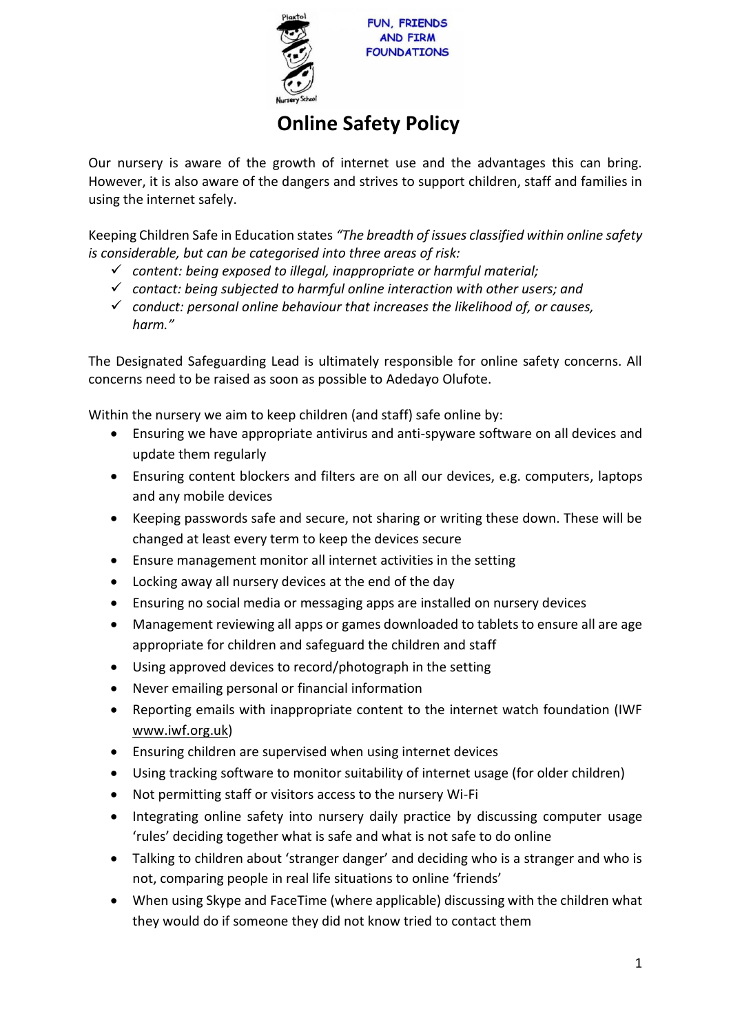FUN, FRIENDS AND FIRM FOUNDATIONS

# Online Safety Policy

Our nursery is aware of the growth of internet use and the advantages this can bring. However, it is also aware of the dangers and strives to support children, staff and families in using the internet safely.

Keeping Children Safe in Education states *"The breadth of issues classified within online safety is considerable, but can be categorised into three areas of risk:*

- ✓ *content: being exposed to illegal, inappropriate or harmful material;*
- ✓ *contact: being subjected to harmful online interaction with other users; and*
- ✓ *conduct: personal online behaviour that increases the likelihood of, or causes, harm."*

The Designated Safeguarding Lead is ultimately responsible for online safety concerns. All concerns need to be raised as soon as possible to Adedayo Olufote.

Within the nursery we aim to keep children (and staff) safe online by:

- Ensuring we have appropriate antivirus and anti-spyware software on all devices and update them regularly
- Ensuring content blockers and filters are on all our devices, e.g. computers, laptops and any mobile devices
- Keeping passwords safe and secure, not sharing or writing these down. These will be changed at least every term to keep the devices secure
- Ensure management monitor all internet activities in the setting
- Locking away all nursery devices at the end of the day
- Ensuring no social media or messaging apps are installed on nursery devices
- Management reviewing all apps or games downloaded to tablets to ensure all are age appropriate for children and safeguard the children and staff
- Using approved devices to record/photograph in the setting
- Never emailing personal or financial information
- Reporting emails with inappropriate content to the internet watch foundation (IWF www.iwf.org.uk)
- Ensuring children are supervised when using internet devices
- Using tracking software to monitor suitability of internet usage (for older children)
- Not permitting staff or visitors access to the nursery Wi-Fi
- Integrating online safety into nursery daily practice by discussing computer usage 'rules' deciding together what is safe and what is not safe to do online
- Talking to children about 'stranger danger' and deciding who is a stranger and who is not, comparing people in real life situations to online 'friends'
- When using Skype and FaceTime (where applicable) discussing with the children what they would do if someone they did not know tried to contact them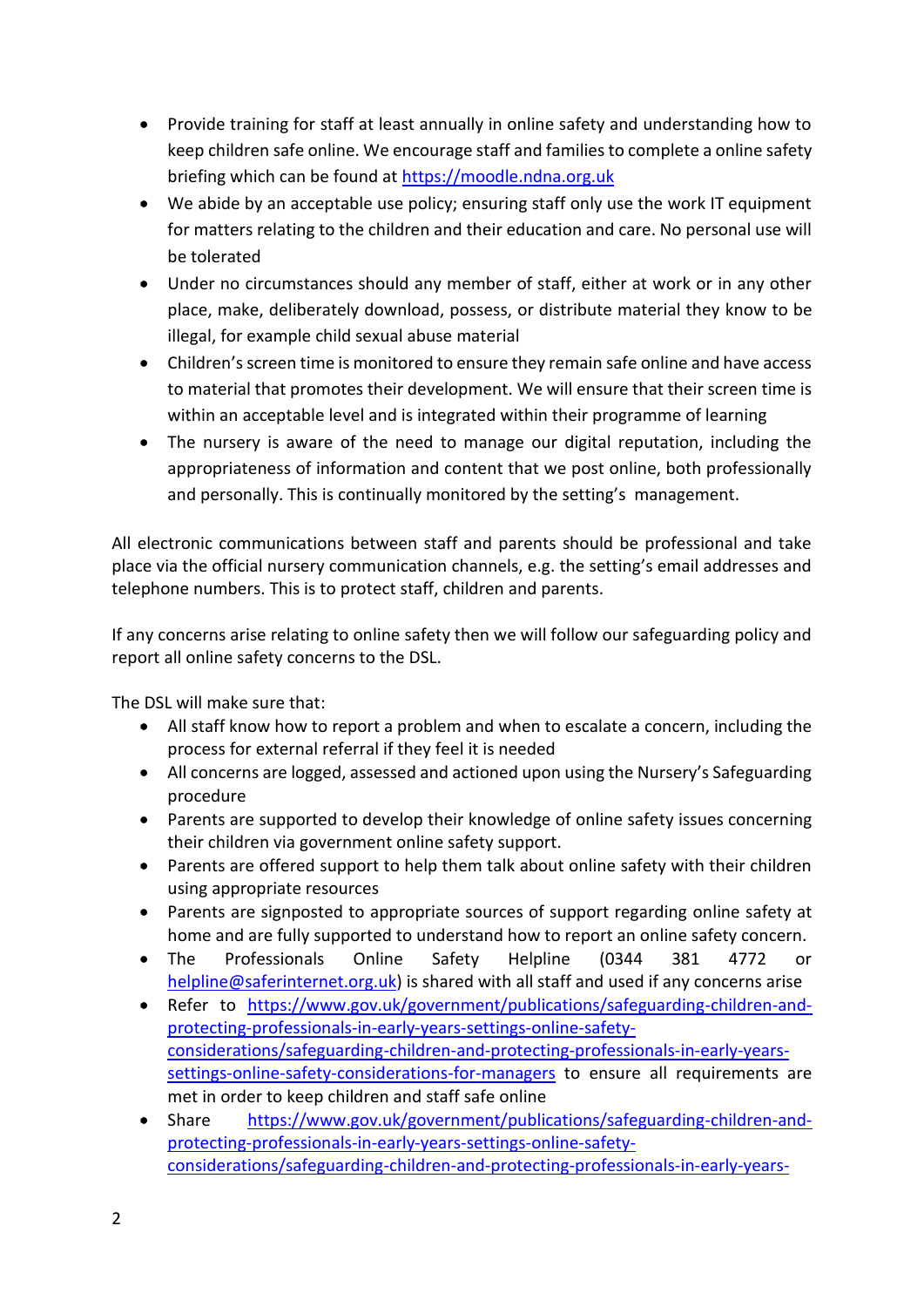- Provide training for staff at least annually in online safety and understanding how to keep children safe online. We encourage staff and families to complete a online safety briefing which can be found at [https://moodle.ndna.org.uk](https://moodle.ndna.org.uk)
- We abide by an acceptable use policy; ensuring staff only use the work IT equipment for matters relating to the children and their education and care. No personal use will be tolerated
- Under no circumstances should any member of staff, either at work or in any other place, make, deliberately download, possess, or distribute material they know to be illegal, for example child sexual abuse material
- Children's screen time is monitored to ensure they remain safe online and have access to material that promotes their development. We will ensure that their screen time is within an acceptable level and is integrated within their programme of learning
- The nursery is aware of the need to manage our digital reputation, including the appropriateness of information and content that we post online, both professionally and personally. This is continually monitored by the setting's management.

All electronic communications between staff and parents should be professional and take place via the official nursery communication channels, e.g. the setting's email addresses and telephone numbers. This is to protect staff, children and parents.

If any concerns arise relating to online safety then we will follow our safeguarding policy and report all online safety concerns to the DSL.

The DSL will make sure that:

- All staff know how to report a problem and when to escalate a concern, including the process for external referral if they feel it is needed
- All concerns are logged, assessed and actioned upon using the Nursery's Safeguarding procedure
- Parents are supported to develop their knowledge of online safety issues concerning their children via government online safety support.
- Parents are offered support to help them talk about online safety with their children using appropriate resources
- Parents are signposted to appropriate sources of support regarding online safety at home and are fully supported to understand how to report an online safety concern.
- The Professionals Online Safety Helpline (0344 381 4772 or [helpline@saferinternet.org.uk](mailto:helpline@saferinternet.org.uk)) is shared with all staff and used if any concerns arise
- Refer to [https://www.gov.uk/government/publications/safeguarding-children-and-protecting-professionals-in-early-years-settings-online-safety-considerations/safeguarding-children-and-protecting-professionals-in-early-years-settings-online-safety-considerations-for-managers](https://www.gov.uk/government/publications/safeguarding-children-and-protecting-professionals-in-early-years-settings-online-safety-considerations/safeguarding-children-and-protecting-professionals-in-early-years-settings-online-safety-considerations-for-managers) to ensure all requirements are met in order to keep children and staff safe online
- Share [https://www.gov.uk/government/publications/safeguarding-children-and-protecting-professionals-in-early-years-settings-online-safety-considerations/safeguarding-children-and-protecting-professionals-in-early-years-](https://www.gov.uk/government/publications/safeguarding-children-and-protecting-professionals-in-early-years-settings-online-safety-considerations/safeguarding-children-and-protecting-professionals-in-early-years-)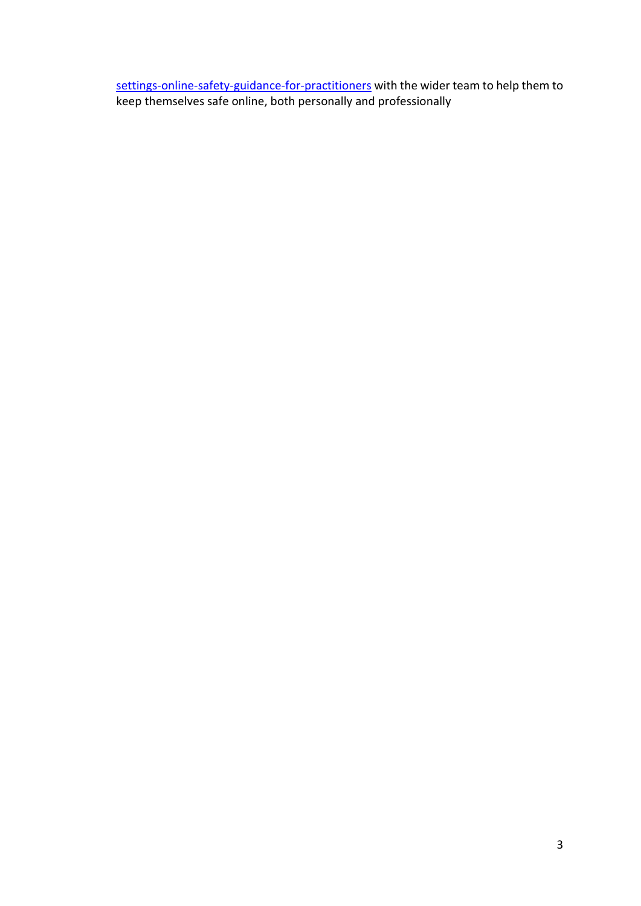settings-online-safety-guidance-for-practitioners with the wider team to help them to keep themselves safe online, both personally and professionally